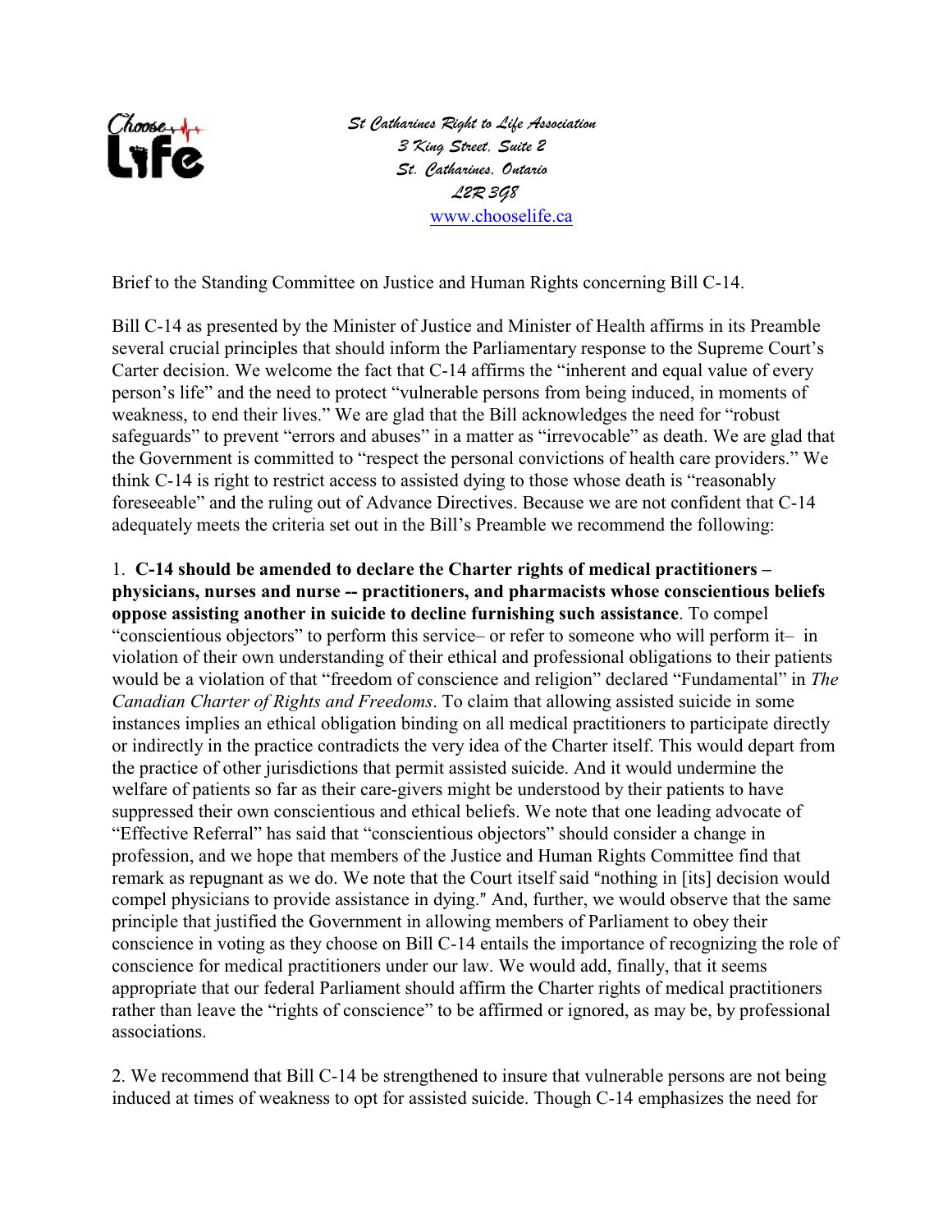Choose Life

*St Catharines Right to Life Association*
*3 King Street, Suite 2*
*St. Catharines, Ontario*
*L2R 3G8*
www.chooselife.ca

Brief to the Standing Committee on Justice and Human Rights concerning Bill C-14.

Bill C-14 as presented by the Minister of Justice and Minister of Health affirms in its Preamble several crucial principles that should inform the Parliamentary response to the Supreme Court's Carter decision. We welcome the fact that C-14 affirms the "inherent and equal value of every person's life" and the need to protect "vulnerable persons from being induced, in moments of weakness, to end their lives." We are glad that the Bill acknowledges the need for "robust safeguards" to prevent "errors and abuses" in a matter as "irrevocable" as death. We are glad that the Government is committed to "respect the personal convictions of health care providers." We think C-14 is right to restrict access to assisted dying to those whose death is "reasonably foreseeable" and the ruling out of Advance Directives. Because we are not confident that C-14 adequately meets the criteria set out in the Bill's Preamble we recommend the following:

1. **C-14 should be amended to declare the Charter rights of medical practitioners – physicians, nurses and nurse -- practitioners, and pharmacists whose conscientious beliefs oppose assisting another in suicide to decline furnishing such assistance**. To compel "conscientious objectors" to perform this service– or refer to someone who will perform it– in violation of their own understanding of their ethical and professional obligations to their patients would be a violation of that "freedom of conscience and religion" declared "Fundamental" in *The Canadian Charter of Rights and Freedoms*. To claim that allowing assisted suicide in some instances implies an ethical obligation binding on all medical practitioners to participate directly or indirectly in the practice contradicts the very idea of the Charter itself. This would depart from the practice of other jurisdictions that permit assisted suicide. And it would undermine the welfare of patients so far as their care-givers might be understood by their patients to have suppressed their own conscientious and ethical beliefs. We note that one leading advocate of "Effective Referral" has said that "conscientious objectors" should consider a change in profession, and we hope that members of the Justice and Human Rights Committee find that remark as repugnant as we do. We note that the Court itself said "nothing in [its] decision would compel physicians to provide assistance in dying." And, further, we would observe that the same principle that justified the Government in allowing members of Parliament to obey their conscience in voting as they choose on Bill C-14 entails the importance of recognizing the role of conscience for medical practitioners under our law. We would add, finally, that it seems appropriate that our federal Parliament should affirm the Charter rights of medical practitioners rather than leave the "rights of conscience" to be affirmed or ignored, as may be, by professional associations.

2. We recommend that Bill C-14 be strengthened to insure that vulnerable persons are not being induced at times of weakness to opt for assisted suicide. Though C-14 emphasizes the need for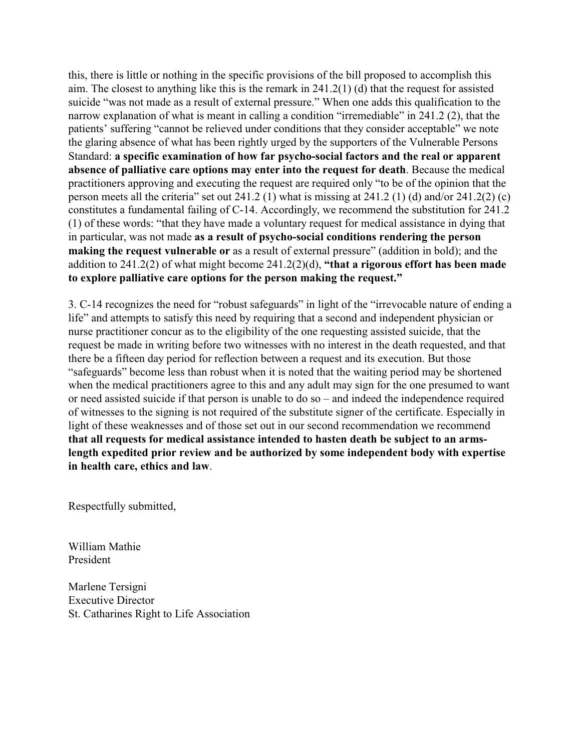this, there is little or nothing in the specific provisions of the bill proposed to accomplish this aim. The closest to anything like this is the remark in 241.2(1) (d) that the request for assisted suicide "was not made as a result of external pressure." When one adds this qualification to the narrow explanation of what is meant in calling a condition "irremediable" in 241.2 (2), that the patients' suffering "cannot be relieved under conditions that they consider acceptable" we note the glaring absence of what has been rightly urged by the supporters of the Vulnerable Persons Standard: **a specific examination of how far psycho-social factors and the real or apparent absence of palliative care options may enter into the request for death**. Because the medical practitioners approving and executing the request are required only "to be of the opinion that the person meets all the criteria" set out 241.2 (1) what is missing at 241.2 (1) (d) and/or 241.2(2) (c) constitutes a fundamental failing of C-14. Accordingly, we recommend the substitution for 241.2 (1) of these words: "that they have made a voluntary request for medical assistance in dying that in particular, was not made **as a result of psycho-social conditions rendering the person making the request vulnerable or** as a result of external pressure" (addition in bold); and the addition to 241.2(2) of what might become 241.2(2)(d), **"that a rigorous effort has been made to explore palliative care options for the person making the request."**

3. C-14 recognizes the need for "robust safeguards" in light of the "irrevocable nature of ending a life" and attempts to satisfy this need by requiring that a second and independent physician or nurse practitioner concur as to the eligibility of the one requesting assisted suicide, that the request be made in writing before two witnesses with no interest in the death requested, and that there be a fifteen day period for reflection between a request and its execution. But those "safeguards" become less than robust when it is noted that the waiting period may be shortened when the medical practitioners agree to this and any adult may sign for the one presumed to want or need assisted suicide if that person is unable to do so – and indeed the independence required of witnesses to the signing is not required of the substitute signer of the certificate. Especially in light of these weaknesses and of those set out in our second recommendation we recommend **that all requests for medical assistance intended to hasten death be subject to an arms-length expedited prior review and be authorized by some independent body with expertise in health care, ethics and law**.

Respectfully submitted,

William Mathie
President

Marlene Tersigni
Executive Director
St. Catharines Right to Life Association